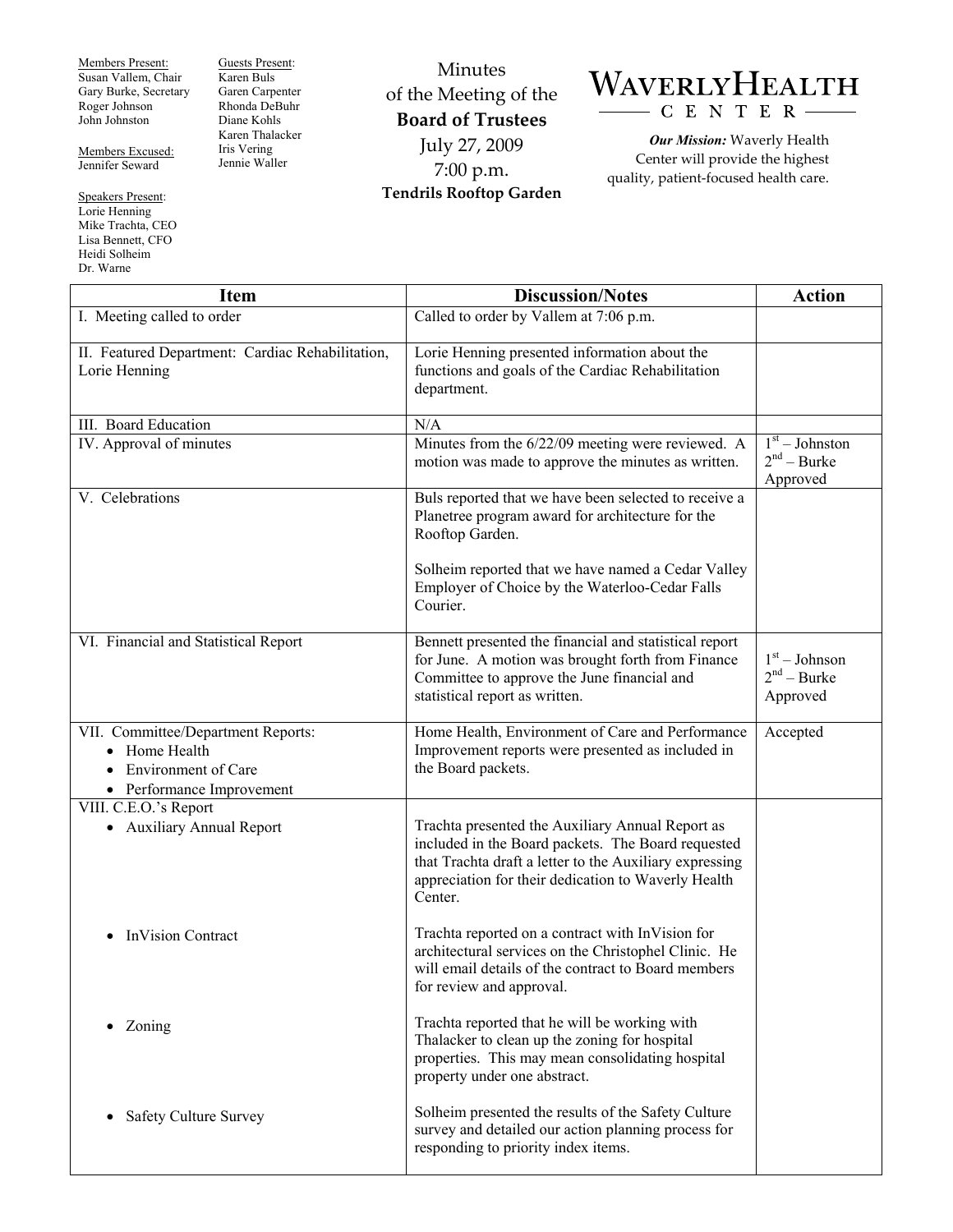Members Present:
Susan Vallem, Chair
Gary Burke, Secretary
Roger Johnson
John Johnston

Members Excused:
Jennifer Seward

Speakers Present:
Lorie Henning
Mike Trachta, CEO
Lisa Bennett, CFO
Heidi Solheim
Dr. Warne

Guests Present:
Karen Buls
Garen Carpenter
Rhonda DeBuhr
Diane Kohls
Karen Thalacker
Iris Vering
Jennie Waller

# Minutes of the Meeting of the **Board of Trustees**

July 27, 2009
7:00 p.m.
**Tendrils Rooftop Garden**

**WAVERLY HEALTH CENTER**

***Our Mission:*** Waverly Health Center will provide the highest quality, patient-focused health care.

| Item | Discussion/Notes | Action |
|---|---|---|
| I. Meeting called to order | Called to order by Vallem at 7:06 p.m. | |
| II. Featured Department: Cardiac Rehabilitation, Lorie Henning | Lorie Henning presented information about the functions and goals of the Cardiac Rehabilitation department. | |
| III. Board Education | N/A | |
| IV. Approval of minutes | Minutes from the 6/22/09 meeting were reviewed. A motion was made to approve the minutes as written. | 1st – Johnston<br>2nd – Burke<br>Approved |
| V. Celebrations | Buls reported that we have been selected to receive a Planetree program award for architecture for the Rooftop Garden.<br><br>Solheim reported that we have named a Cedar Valley Employer of Choice by the Waterloo-Cedar Falls Courier. | |
| VI. Financial and Statistical Report | Bennett presented the financial and statistical report for June. A motion was brought forth from Finance Committee to approve the June financial and statistical report as written. | 1st – Johnson<br>2nd – Burke<br>Approved |
| VII. Committee/Department Reports:<br>• Home Health<br>• Environment of Care<br>• Performance Improvement | Home Health, Environment of Care and Performance Improvement reports were presented as included in the Board packets. | Accepted |
| VIII. C.E.O.'s Report<br>• Auxiliary Annual Report | Trachta presented the Auxiliary Annual Report as included in the Board packets. The Board requested that Trachta draft a letter to the Auxiliary expressing appreciation for their dedication to Waverly Health Center. | |
| • InVision Contract | Trachta reported on a contract with InVision for architectural services on the Christophel Clinic. He will email details of the contract to Board members for review and approval. | |
| • Zoning | Trachta reported that he will be working with Thalacker to clean up the zoning for hospital properties. This may mean consolidating hospital property under one abstract. | |
| • Safety Culture Survey | Solheim presented the results of the Safety Culture survey and detailed our action planning process for responding to priority index items. | |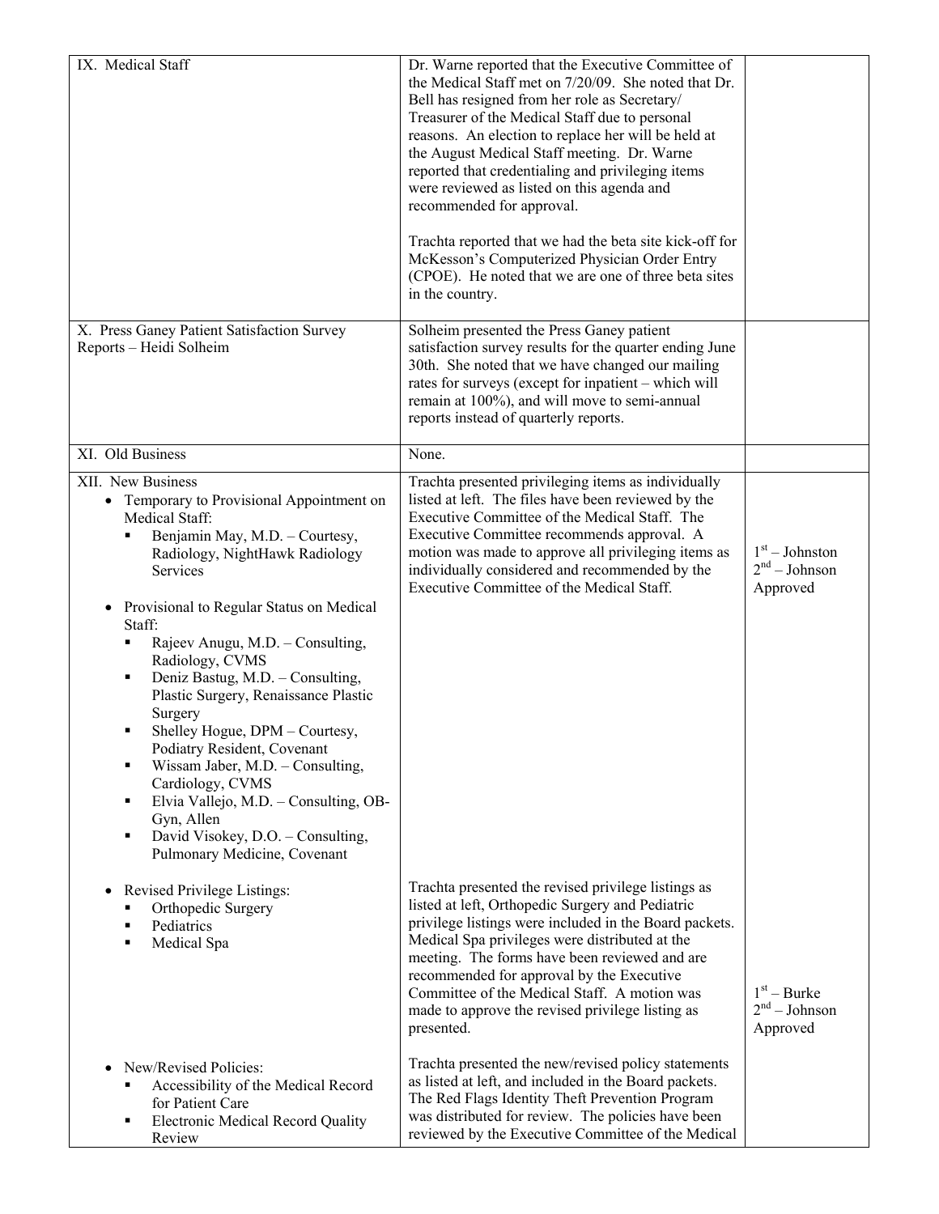| | | |
|---|---|---|
| IX. Medical Staff | Dr. Warne reported that the Executive Committee of the Medical Staff met on 7/20/09. She noted that Dr. Bell has resigned from her role as Secretary/ Treasurer of the Medical Staff due to personal reasons. An election to replace her will be held at the August Medical Staff meeting. Dr. Warne reported that credentialing and privileging items were reviewed as listed on this agenda and recommended for approval.<br><br>Trachta reported that we had the beta site kick-off for McKesson's Computerized Physician Order Entry (CPOE). He noted that we are one of three beta sites in the country. | |
| X. Press Ganey Patient Satisfaction Survey Reports – Heidi Solheim | Solheim presented the Press Ganey patient satisfaction survey results for the quarter ending June 30th. She noted that we have changed our mailing rates for surveys (except for inpatient – which will remain at 100%), and will move to semi-annual reports instead of quarterly reports. | |
| XI. Old Business | None. | |
| XII. New Business<br>• Temporary to Provisional Appointment on Medical Staff:<br>▪ Benjamin May, M.D. – Courtesy, Radiology, NightHawk Radiology Services<br><br>• Provisional to Regular Status on Medical Staff:<br>▪ Rajeev Anugu, M.D. – Consulting, Radiology, CVMS<br>▪ Deniz Bastug, M.D. – Consulting, Plastic Surgery, Renaissance Plastic Surgery<br>▪ Shelley Hogue, DPM – Courtesy, Podiatry Resident, Covenant<br>▪ Wissam Jaber, M.D. – Consulting, Cardiology, CVMS<br>▪ Elvia Vallejo, M.D. – Consulting, OB-Gyn, Allen<br>▪ David Visokey, D.O. – Consulting, Pulmonary Medicine, Covenant | Trachta presented privileging items as individually listed at left. The files have been reviewed by the Executive Committee of the Medical Staff. The Executive Committee recommends approval. A motion was made to approve all privileging items as individually considered and recommended by the Executive Committee of the Medical Staff. | 1st – Johnston<br>2nd – Johnson<br>Approved |
| • Revised Privilege Listings:<br>▪ Orthopedic Surgery<br>▪ Pediatrics<br>▪ Medical Spa | Trachta presented the revised privilege listings as listed at left, Orthopedic Surgery and Pediatric privilege listings were included in the Board packets. Medical Spa privileges were distributed at the meeting. The forms have been reviewed and are recommended for approval by the Executive Committee of the Medical Staff. A motion was made to approve the revised privilege listing as presented. | 1st – Burke<br>2nd – Johnson<br>Approved |
| • New/Revised Policies:<br>▪ Accessibility of the Medical Record for Patient Care<br>▪ Electronic Medical Record Quality Review | Trachta presented the new/revised policy statements as listed at left, and included in the Board packets. The Red Flags Identity Theft Prevention Program was distributed for review. The policies have been reviewed by the Executive Committee of the Medical | |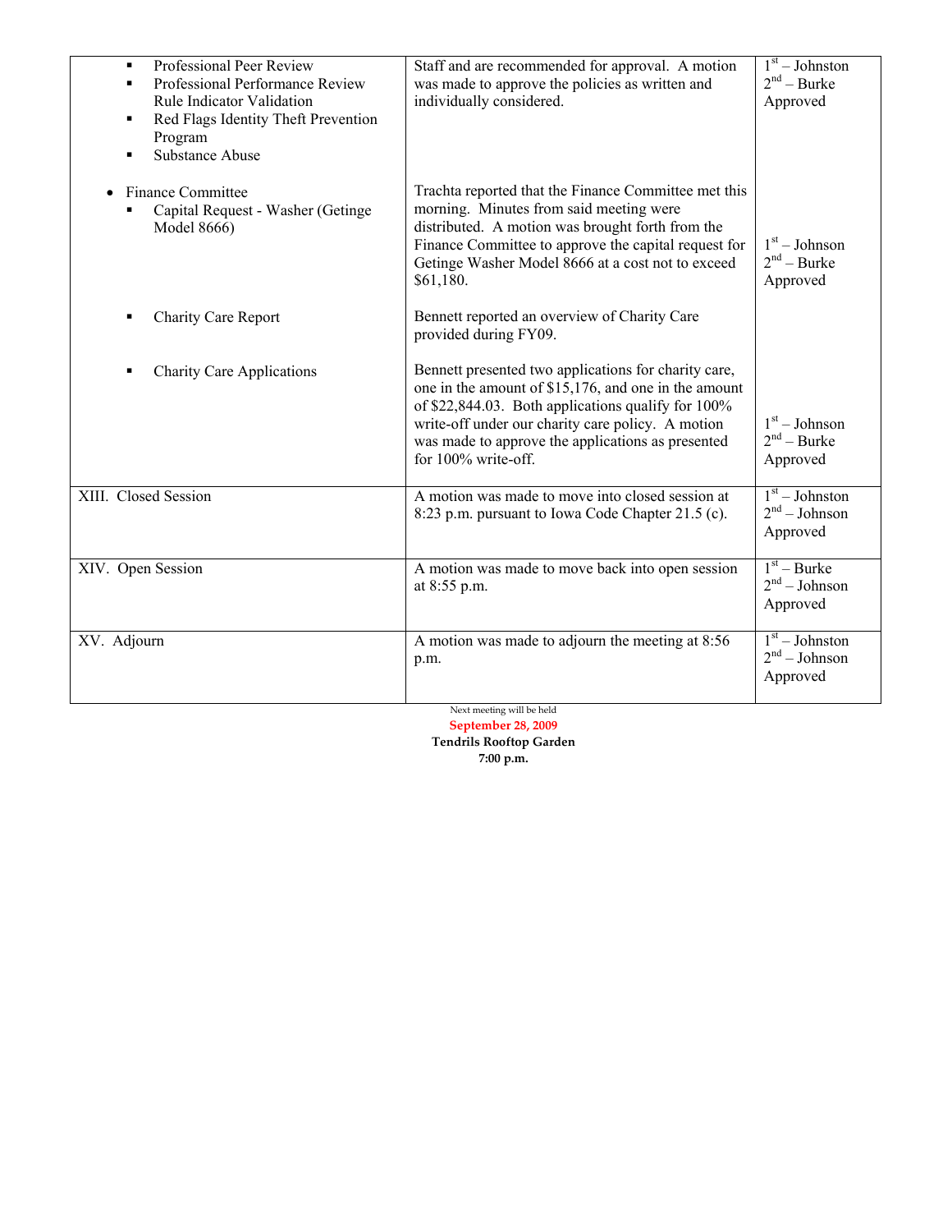| | | |
|---|---|---|
| ▪ Professional Peer Review<br>▪ Professional Performance Review Rule Indicator Validation<br>▪ Red Flags Identity Theft Prevention Program<br>▪ Substance Abuse | Staff and are recommended for approval. A motion was made to approve the policies as written and individually considered. | 1st – Johnston<br>2nd – Burke<br>Approved |
| • Finance Committee<br>▪ Capital Request - Washer (Getinge Model 8666) | Trachta reported that the Finance Committee met this morning. Minutes from said meeting were distributed. A motion was brought forth from the Finance Committee to approve the capital request for Getinge Washer Model 8666 at a cost not to exceed $61,180. | 1st – Johnson<br>2nd – Burke<br>Approved |
| ▪ Charity Care Report | Bennett reported an overview of Charity Care provided during FY09. | |
| ▪ Charity Care Applications | Bennett presented two applications for charity care, one in the amount of $15,176, and one in the amount of $22,844.03. Both applications qualify for 100% write-off under our charity care policy. A motion was made to approve the applications as presented for 100% write-off. | 1st – Johnson<br>2nd – Burke<br>Approved |
| XIII. Closed Session | A motion was made to move into closed session at 8:23 p.m. pursuant to Iowa Code Chapter 21.5 (c). | 1st – Johnston<br>2nd – Johnson<br>Approved |
| XIV. Open Session | A motion was made to move back into open session at 8:55 p.m. | 1st – Burke<br>2nd – Johnson<br>Approved |
| XV. Adjourn | A motion was made to adjourn the meeting at 8:56 p.m. | 1st – Johnston<br>2nd – Johnson<br>Approved |

Next meeting will be held

**September 28, 2009**

**Tendrils Rooftop Garden**

**7:00 p.m.**